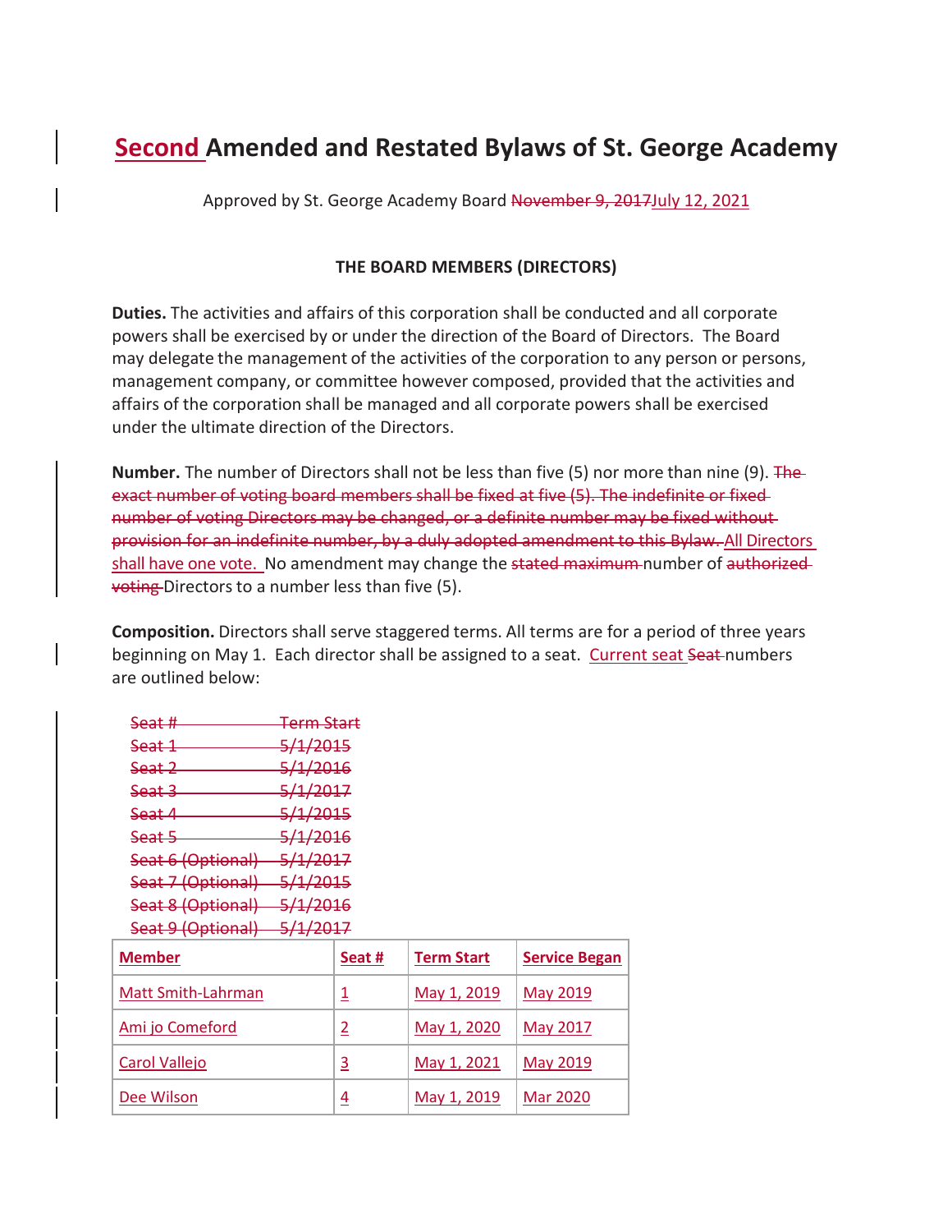# Second Amended and Restated Bylaws of St. George Academy

Approved by St. George Academy Board ~~November 9, 2017~~July 12, 2021

**THE BOARD MEMBERS (DIRECTORS)**

**Duties.** The activities and affairs of this corporation shall be conducted and all corporate powers shall be exercised by or under the direction of the Board of Directors. The Board may delegate the management of the activities of the corporation to any person or persons, management company, or committee however composed, provided that the activities and affairs of the corporation shall be managed and all corporate powers shall be exercised under the ultimate direction of the Directors.

**Number.** The number of Directors shall not be less than five (5) nor more than nine (9). ~~The exact number of voting board members shall be fixed at five (5). The indefinite or fixed number of voting Directors may be changed, or a definite number may be fixed without provision for an indefinite number, by a duly adopted amendment to this Bylaw.~~ All Directors shall have one vote. No amendment may change the ~~stated maximum~~ number of ~~authorized voting~~ Directors to a number less than five (5).

**Composition.** Directors shall serve staggered terms. All terms are for a period of three years beginning on May 1. Each director shall be assigned to a seat. Current seat ~~Seat~~ numbers are outlined below:

~~Seat # Term Start~~
~~Seat 1 5/1/2015~~
~~Seat 2 5/1/2016~~
~~Seat 3 5/1/2017~~
~~Seat 4 5/1/2015~~
~~Seat 5 5/1/2016~~
~~Seat 6 (Optional) 5/1/2017~~
~~Seat 7 (Optional) 5/1/2015~~
~~Seat 8 (Optional) 5/1/2016~~
~~Seat 9 (Optional) 5/1/2017~~

| Member | Seat # | Term Start | Service Began |
|---|---|---|---|
| Matt Smith-Lahrman | 1 | May 1, 2019 | May 2019 |
| Ami jo Comeford | 2 | May 1, 2020 | May 2017 |
| Carol Vallejo | 3 | May 1, 2021 | May 2019 |
| Dee Wilson | 4 | May 1, 2019 | Mar 2020 |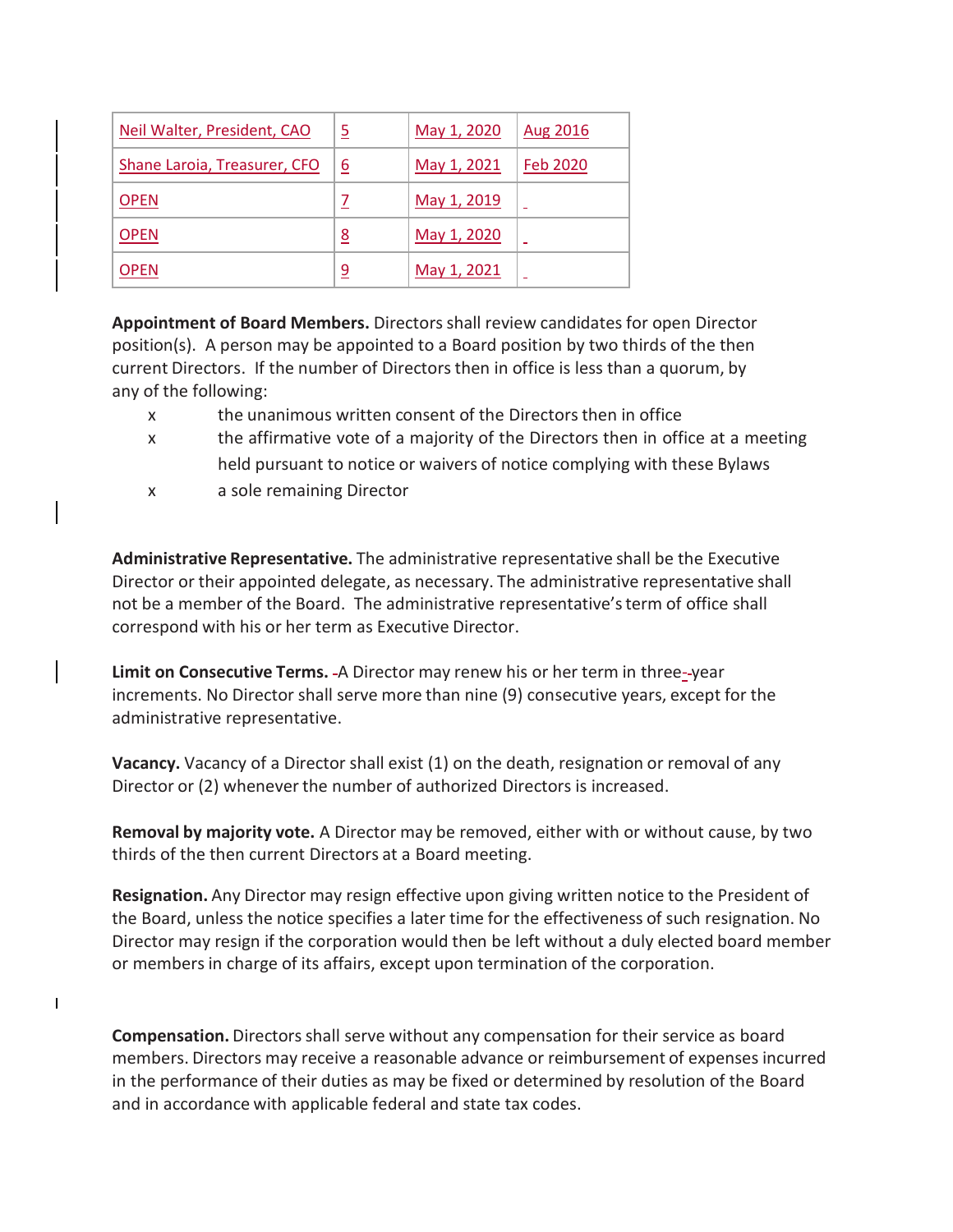| Neil Walter, President, CAO | 5 | May 1, 2020 | Aug 2016 |
|---|---|---|---|
| Shane Laroia, Treasurer, CFO | 6 | May 1, 2021 | Feb 2020 |
| OPEN | 7 | May 1, 2019 | |
| OPEN | 8 | May 1, 2020 | |
| OPEN | 9 | May 1, 2021 | |

**Appointment of Board Members.** Directors shall review candidates for open Director position(s). A person may be appointed to a Board position by two thirds of the then current Directors. If the number of Directors then in office is less than a quorum, by any of the following:

- the unanimous written consent of the Directors then in office
- the affirmative vote of a majority of the Directors then in office at a meeting held pursuant to notice or waivers of notice complying with these Bylaws
- a sole remaining Director

**Administrative Representative.** The administrative representative shall be the Executive Director or their appointed delegate, as necessary. The administrative representative shall not be a member of the Board. The administrative representative's term of office shall correspond with his or her term as Executive Director.

**Limit on Consecutive Terms.** A Director may renew his or her term in three-year increments. No Director shall serve more than nine (9) consecutive years, except for the administrative representative.

**Vacancy.** Vacancy of a Director shall exist (1) on the death, resignation or removal of any Director or (2) whenever the number of authorized Directors is increased.

**Removal by majority vote.** A Director may be removed, either with or without cause, by two thirds of the then current Directors at a Board meeting.

**Resignation.** Any Director may resign effective upon giving written notice to the President of the Board, unless the notice specifies a later time for the effectiveness of such resignation. No Director may resign if the corporation would then be left without a duly elected board member or members in charge of its affairs, except upon termination of the corporation.

**Compensation.** Directors shall serve without any compensation for their service as board members. Directors may receive a reasonable advance or reimbursement of expenses incurred in the performance of their duties as may be fixed or determined by resolution of the Board and in accordance with applicable federal and state tax codes.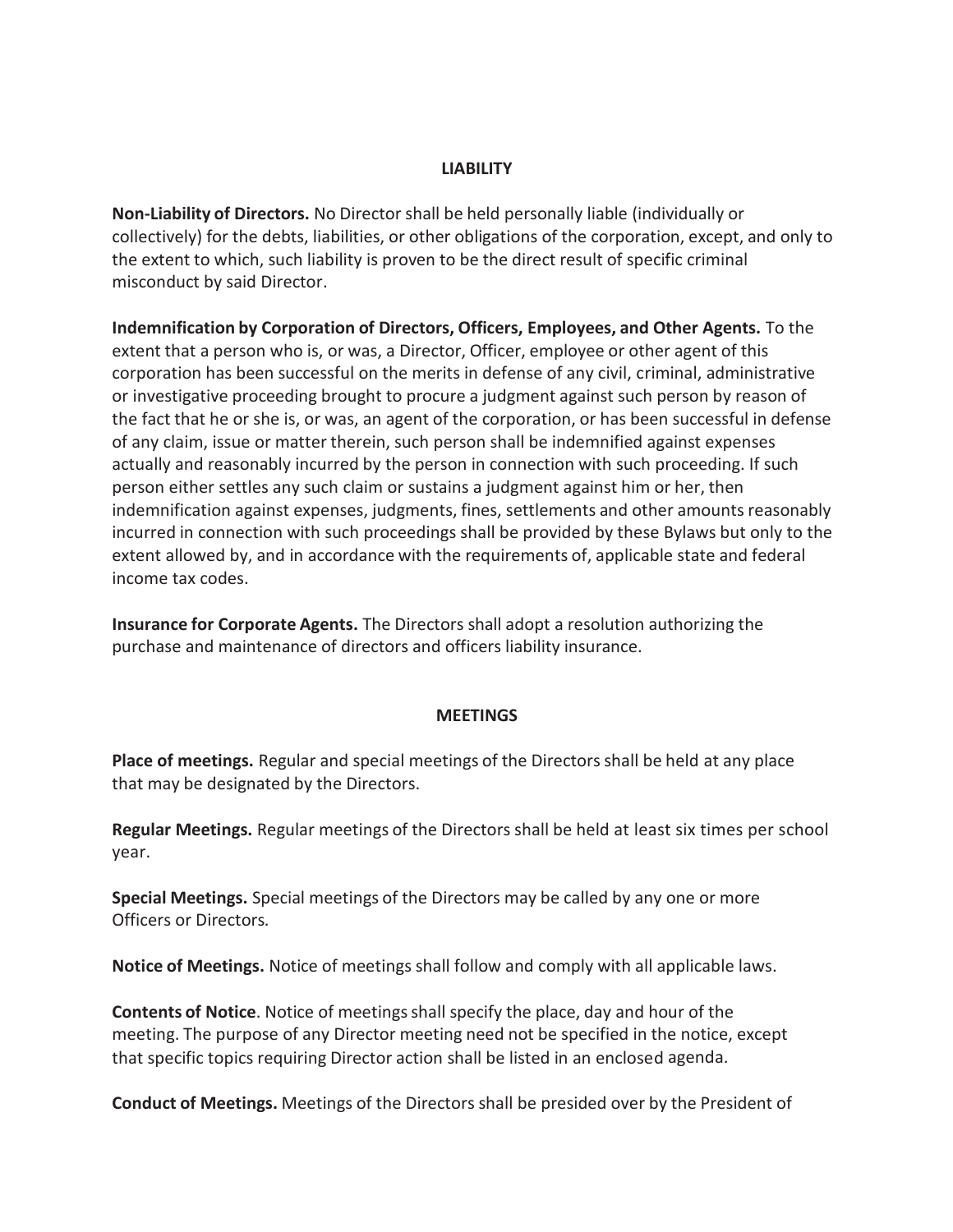## LIABILITY

**Non-Liability of Directors.** No Director shall be held personally liable (individually or collectively) for the debts, liabilities, or other obligations of the corporation, except, and only to the extent to which, such liability is proven to be the direct result of specific criminal misconduct by said Director.

**Indemnification by Corporation of Directors, Officers, Employees, and Other Agents.** To the extent that a person who is, or was, a Director, Officer, employee or other agent of this corporation has been successful on the merits in defense of any civil, criminal, administrative or investigative proceeding brought to procure a judgment against such person by reason of the fact that he or she is, or was, an agent of the corporation, or has been successful in defense of any claim, issue or matter therein, such person shall be indemnified against expenses actually and reasonably incurred by the person in connection with such proceeding. If such person either settles any such claim or sustains a judgment against him or her, then indemnification against expenses, judgments, fines, settlements and other amounts reasonably incurred in connection with such proceedings shall be provided by these Bylaws but only to the extent allowed by, and in accordance with the requirements of, applicable state and federal income tax codes.

**Insurance for Corporate Agents.** The Directors shall adopt a resolution authorizing the purchase and maintenance of directors and officers liability insurance.

## MEETINGS

**Place of meetings.** Regular and special meetings of the Directors shall be held at any place that may be designated by the Directors.

**Regular Meetings.** Regular meetings of the Directors shall be held at least six times per school year.

**Special Meetings.** Special meetings of the Directors may be called by any one or more Officers or Directors.

**Notice of Meetings.** Notice of meetings shall follow and comply with all applicable laws.

**Contents of Notice**. Notice of meetings shall specify the place, day and hour of the meeting. The purpose of any Director meeting need not be specified in the notice, except that specific topics requiring Director action shall be listed in an enclosed agenda.

**Conduct of Meetings.** Meetings of the Directors shall be presided over by the President of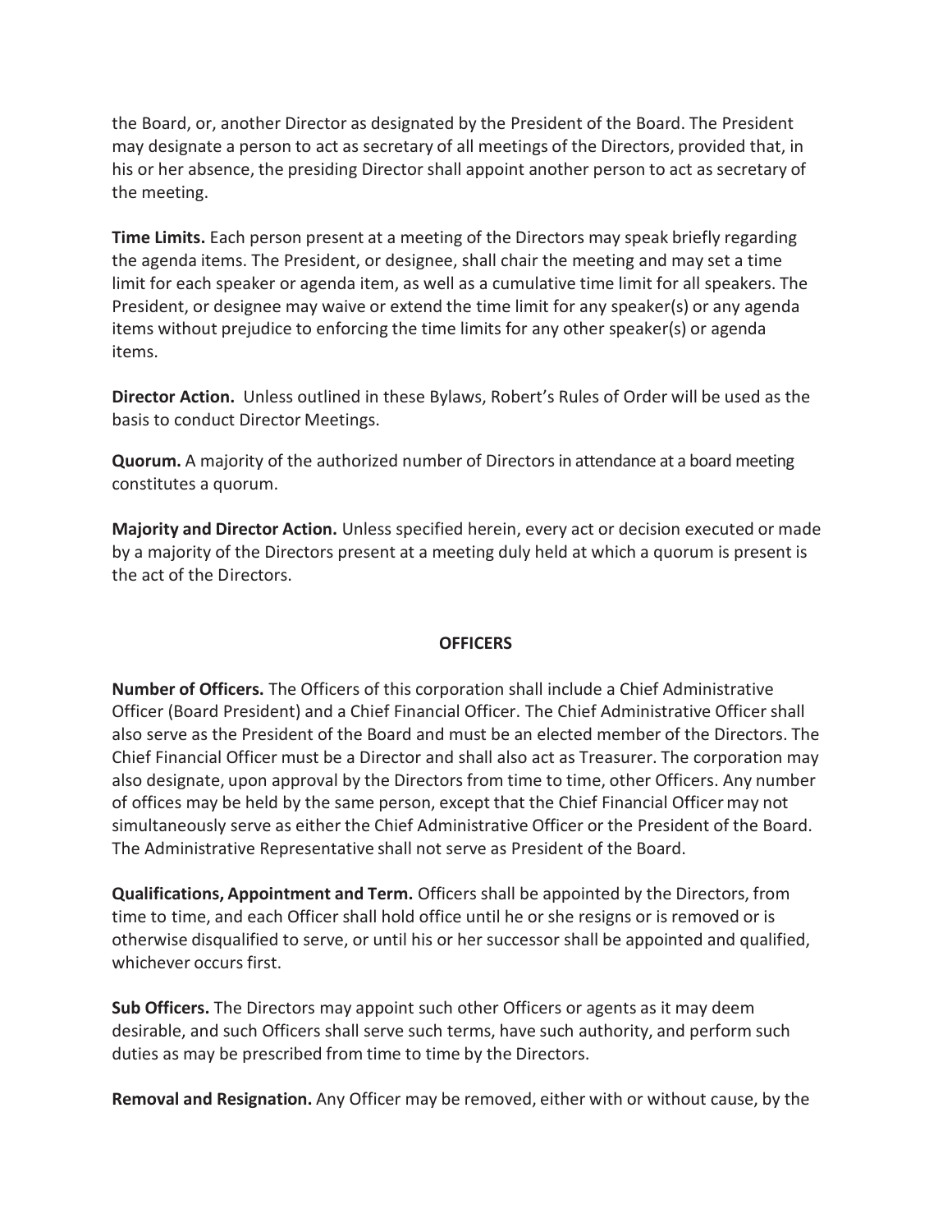the Board, or, another Director as designated by the President of the Board. The President may designate a person to act as secretary of all meetings of the Directors, provided that, in his or her absence, the presiding Director shall appoint another person to act as secretary of the meeting.

**Time Limits.** Each person present at a meeting of the Directors may speak briefly regarding the agenda items. The President, or designee, shall chair the meeting and may set a time limit for each speaker or agenda item, as well as a cumulative time limit for all speakers. The President, or designee may waive or extend the time limit for any speaker(s) or any agenda items without prejudice to enforcing the time limits for any other speaker(s) or agenda items.

**Director Action.** Unless outlined in these Bylaws, Robert's Rules of Order will be used as the basis to conduct Director Meetings.

**Quorum.** A majority of the authorized number of Directors in attendance at a board meeting constitutes a quorum.

**Majority and Director Action.** Unless specified herein, every act or decision executed or made by a majority of the Directors present at a meeting duly held at which a quorum is present is the act of the Directors.

## OFFICERS

**Number of Officers.** The Officers of this corporation shall include a Chief Administrative Officer (Board President) and a Chief Financial Officer. The Chief Administrative Officer shall also serve as the President of the Board and must be an elected member of the Directors. The Chief Financial Officer must be a Director and shall also act as Treasurer. The corporation may also designate, upon approval by the Directors from time to time, other Officers. Any number of offices may be held by the same person, except that the Chief Financial Officer may not simultaneously serve as either the Chief Administrative Officer or the President of the Board. The Administrative Representative shall not serve as President of the Board.

**Qualifications, Appointment and Term.** Officers shall be appointed by the Directors, from time to time, and each Officer shall hold office until he or she resigns or is removed or is otherwise disqualified to serve, or until his or her successor shall be appointed and qualified, whichever occurs first.

**Sub Officers.** The Directors may appoint such other Officers or agents as it may deem desirable, and such Officers shall serve such terms, have such authority, and perform such duties as may be prescribed from time to time by the Directors.

**Removal and Resignation.** Any Officer may be removed, either with or without cause, by the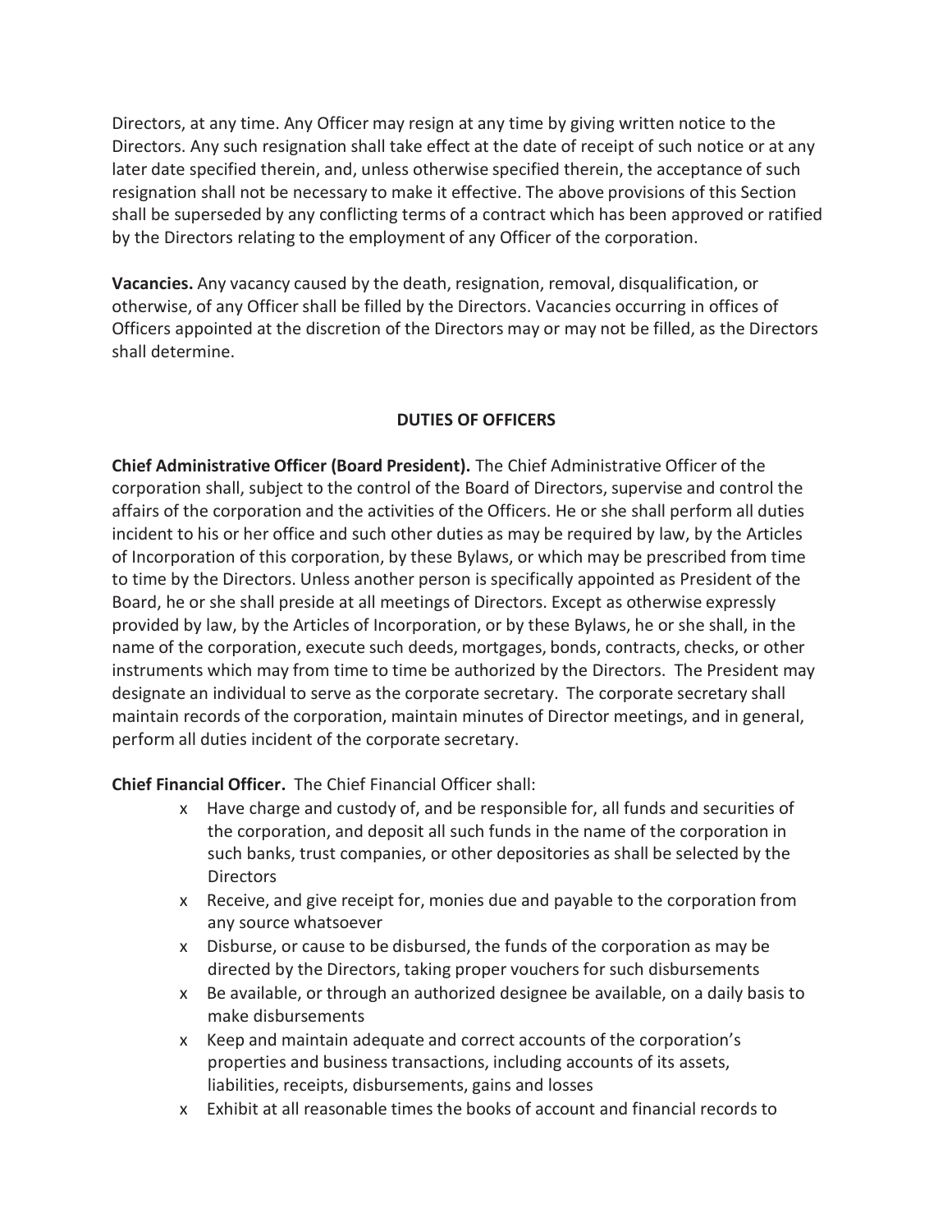Directors, at any time. Any Officer may resign at any time by giving written notice to the Directors. Any such resignation shall take effect at the date of receipt of such notice or at any later date specified therein, and, unless otherwise specified therein, the acceptance of such resignation shall not be necessary to make it effective. The above provisions of this Section shall be superseded by any conflicting terms of a contract which has been approved or ratified by the Directors relating to the employment of any Officer of the corporation.

**Vacancies.** Any vacancy caused by the death, resignation, removal, disqualification, or otherwise, of any Officer shall be filled by the Directors. Vacancies occurring in offices of Officers appointed at the discretion of the Directors may or may not be filled, as the Directors shall determine.

## DUTIES OF OFFICERS

**Chief Administrative Officer (Board President).** The Chief Administrative Officer of the corporation shall, subject to the control of the Board of Directors, supervise and control the affairs of the corporation and the activities of the Officers. He or she shall perform all duties incident to his or her office and such other duties as may be required by law, by the Articles of Incorporation of this corporation, by these Bylaws, or which may be prescribed from time to time by the Directors. Unless another person is specifically appointed as President of the Board, he or she shall preside at all meetings of Directors. Except as otherwise expressly provided by law, by the Articles of Incorporation, or by these Bylaws, he or she shall, in the name of the corporation, execute such deeds, mortgages, bonds, contracts, checks, or other instruments which may from time to time be authorized by the Directors. The President may designate an individual to serve as the corporate secretary. The corporate secretary shall maintain records of the corporation, maintain minutes of Director meetings, and in general, perform all duties incident of the corporate secretary.

**Chief Financial Officer.** The Chief Financial Officer shall:

- Have charge and custody of, and be responsible for, all funds and securities of the corporation, and deposit all such funds in the name of the corporation in such banks, trust companies, or other depositories as shall be selected by the Directors
- Receive, and give receipt for, monies due and payable to the corporation from any source whatsoever
- Disburse, or cause to be disbursed, the funds of the corporation as may be directed by the Directors, taking proper vouchers for such disbursements
- Be available, or through an authorized designee be available, on a daily basis to make disbursements
- Keep and maintain adequate and correct accounts of the corporation's properties and business transactions, including accounts of its assets, liabilities, receipts, disbursements, gains and losses
- Exhibit at all reasonable times the books of account and financial records to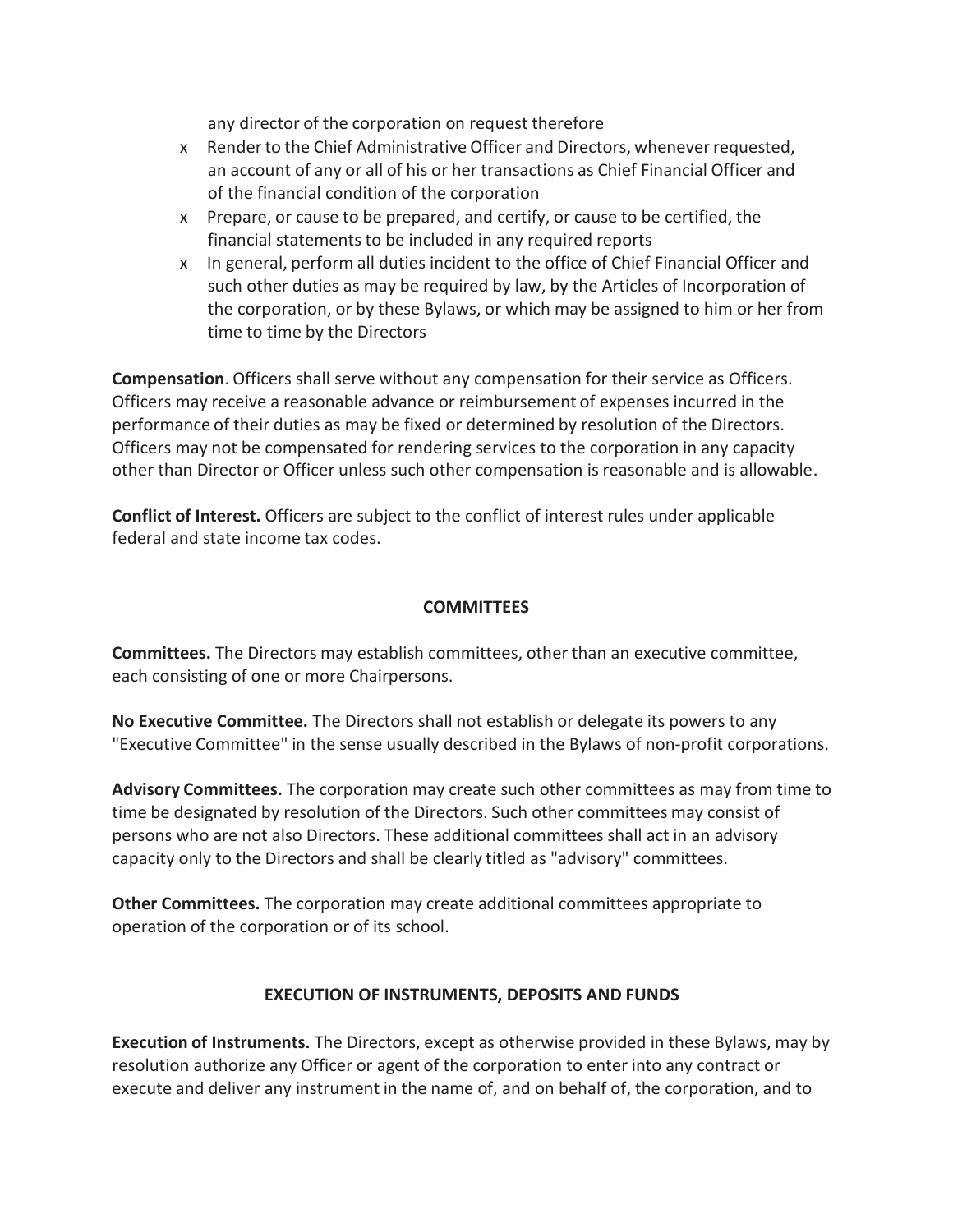any director of the corporation on request therefore

- Render to the Chief Administrative Officer and Directors, whenever requested, an account of any or all of his or her transactions as Chief Financial Officer and of the financial condition of the corporation
- Prepare, or cause to be prepared, and certify, or cause to be certified, the financial statements to be included in any required reports
- In general, perform all duties incident to the office of Chief Financial Officer and such other duties as may be required by law, by the Articles of Incorporation of the corporation, or by these Bylaws, or which may be assigned to him or her from time to time by the Directors

**Compensation**. Officers shall serve without any compensation for their service as Officers. Officers may receive a reasonable advance or reimbursement of expenses incurred in the performance of their duties as may be fixed or determined by resolution of the Directors. Officers may not be compensated for rendering services to the corporation in any capacity other than Director or Officer unless such other compensation is reasonable and is allowable.

**Conflict of Interest.** Officers are subject to the conflict of interest rules under applicable federal and state income tax codes.

## COMMITTEES

**Committees.** The Directors may establish committees, other than an executive committee, each consisting of one or more Chairpersons.

**No Executive Committee.** The Directors shall not establish or delegate its powers to any "Executive Committee" in the sense usually described in the Bylaws of non-profit corporations.

**Advisory Committees.** The corporation may create such other committees as may from time to time be designated by resolution of the Directors. Such other committees may consist of persons who are not also Directors. These additional committees shall act in an advisory capacity only to the Directors and shall be clearly titled as "advisory" committees.

**Other Committees.** The corporation may create additional committees appropriate to operation of the corporation or of its school.

## EXECUTION OF INSTRUMENTS, DEPOSITS AND FUNDS

**Execution of Instruments.** The Directors, except as otherwise provided in these Bylaws, may by resolution authorize any Officer or agent of the corporation to enter into any contract or execute and deliver any instrument in the name of, and on behalf of, the corporation, and to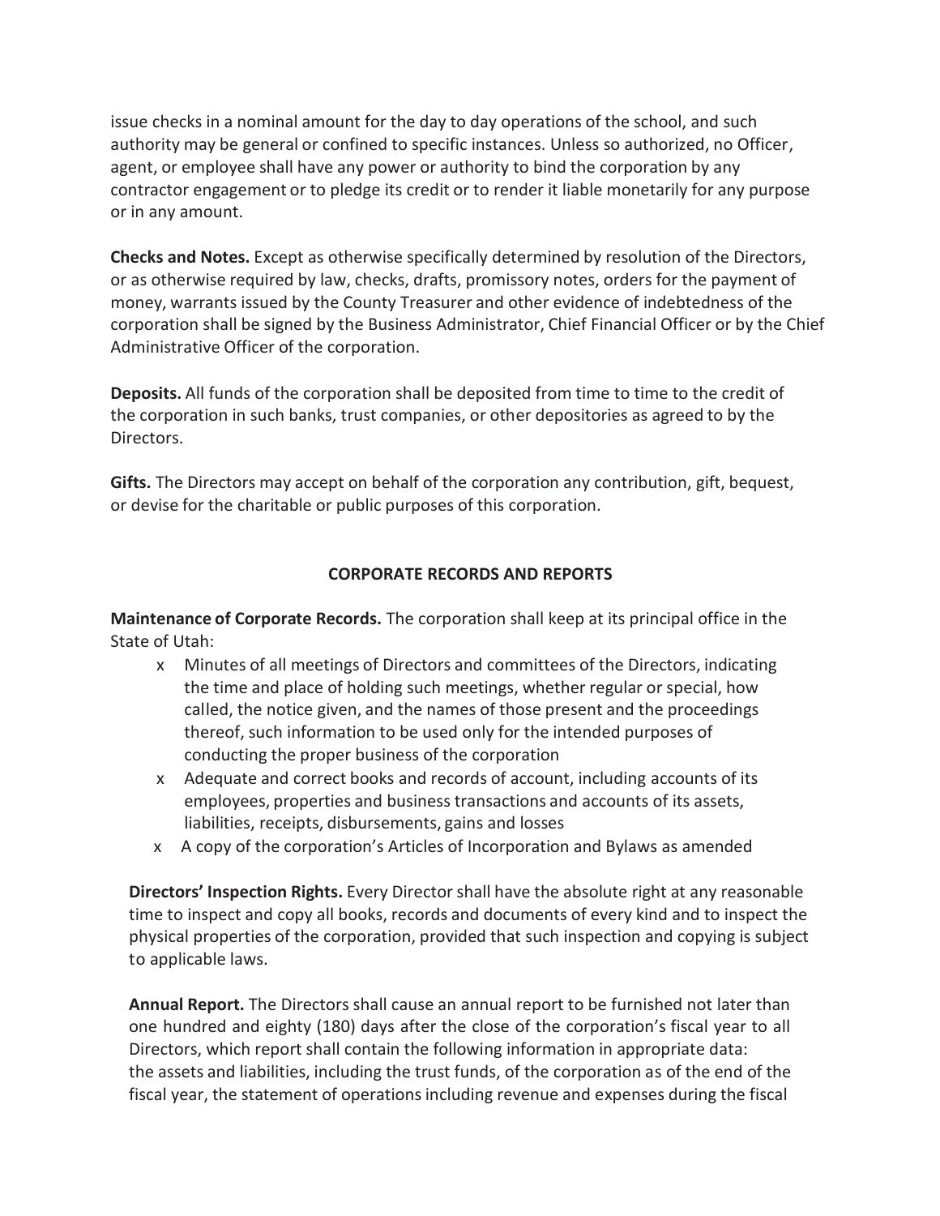issue checks in a nominal amount for the day to day operations of the school, and such authority may be general or confined to specific instances. Unless so authorized, no Officer, agent, or employee shall have any power or authority to bind the corporation by any contractor engagement or to pledge its credit or to render it liable monetarily for any purpose or in any amount.

**Checks and Notes.** Except as otherwise specifically determined by resolution of the Directors, or as otherwise required by law, checks, drafts, promissory notes, orders for the payment of money, warrants issued by the County Treasurer and other evidence of indebtedness of the corporation shall be signed by the Business Administrator, Chief Financial Officer or by the Chief Administrative Officer of the corporation.

**Deposits.** All funds of the corporation shall be deposited from time to time to the credit of the corporation in such banks, trust companies, or other depositories as agreed to by the Directors.

**Gifts.** The Directors may accept on behalf of the corporation any contribution, gift, bequest, or devise for the charitable or public purposes of this corporation.

## CORPORATE RECORDS AND REPORTS

**Maintenance of Corporate Records.** The corporation shall keep at its principal office in the State of Utah:

- Minutes of all meetings of Directors and committees of the Directors, indicating the time and place of holding such meetings, whether regular or special, how called, the notice given, and the names of those present and the proceedings thereof, such information to be used only for the intended purposes of conducting the proper business of the corporation
- Adequate and correct books and records of account, including accounts of its employees, properties and business transactions and accounts of its assets, liabilities, receipts, disbursements, gains and losses
- A copy of the corporation's Articles of Incorporation and Bylaws as amended

**Directors' Inspection Rights.** Every Director shall have the absolute right at any reasonable time to inspect and copy all books, records and documents of every kind and to inspect the physical properties of the corporation, provided that such inspection and copying is subject to applicable laws.

**Annual Report.** The Directors shall cause an annual report to be furnished not later than one hundred and eighty (180) days after the close of the corporation's fiscal year to all Directors, which report shall contain the following information in appropriate data: the assets and liabilities, including the trust funds, of the corporation as of the end of the fiscal year, the statement of operations including revenue and expenses during the fiscal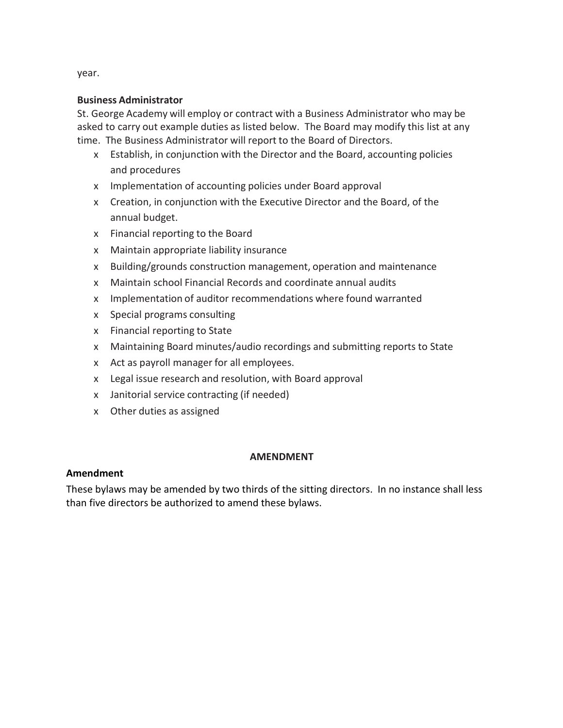year.

**Business Administrator**

St. George Academy will employ or contract with a Business Administrator who may be asked to carry out example duties as listed below. The Board may modify this list at any time. The Business Administrator will report to the Board of Directors.

- Establish, in conjunction with the Director and the Board, accounting policies and procedures
- Implementation of accounting policies under Board approval
- Creation, in conjunction with the Executive Director and the Board, of the annual budget.
- Financial reporting to the Board
- Maintain appropriate liability insurance
- Building/grounds construction management, operation and maintenance
- Maintain school Financial Records and coordinate annual audits
- Implementation of auditor recommendations where found warranted
- Special programs consulting
- Financial reporting to State
- Maintaining Board minutes/audio recordings and submitting reports to State
- Act as payroll manager for all employees.
- Legal issue research and resolution, with Board approval
- Janitorial service contracting (if needed)
- Other duties as assigned

## AMENDMENT

**Amendment**

These bylaws may be amended by two thirds of the sitting directors. In no instance shall less than five directors be authorized to amend these bylaws.